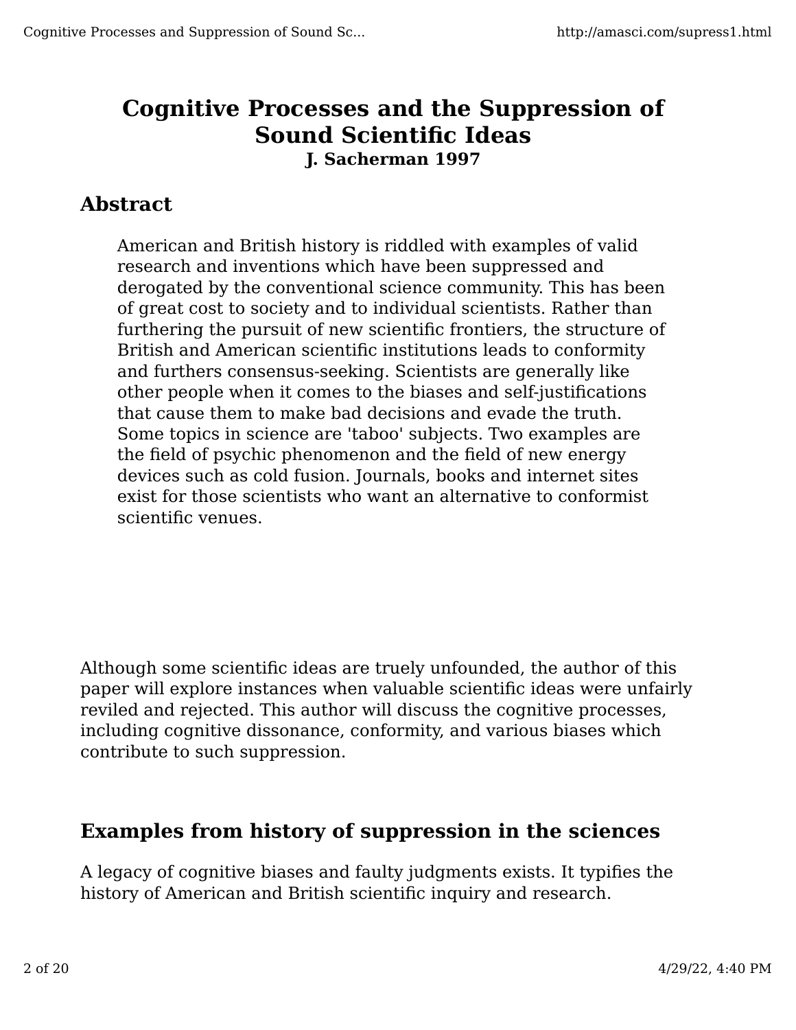# Cognitive Processes and the Suppression of Sound Scientific Ideas

**J. Sacherman 1997**

## Abstract

> American and British history is riddled with examples of valid research and inventions which have been suppressed and derogated by the conventional science community. This has been of great cost to society and to individual scientists. Rather than furthering the pursuit of new scientific frontiers, the structure of British and American scientific institutions leads to conformity and furthers consensus-seeking. Scientists are generally like other people when it comes to the biases and self-justifications that cause them to make bad decisions and evade the truth. Some topics in science are 'taboo' subjects. Two examples are the field of psychic phenomenon and the field of new energy devices such as cold fusion. Journals, books and internet sites exist for those scientists who want an alternative to conformist scientific venues.

Although some scientific ideas are truely unfounded, the author of this paper will explore instances when valuable scientific ideas were unfairly reviled and rejected. This author will discuss the cognitive processes, including cognitive dissonance, conformity, and various biases which contribute to such suppression.

## Examples from history of suppression in the sciences

A legacy of cognitive biases and faulty judgments exists. It typifies the history of American and British scientific inquiry and research.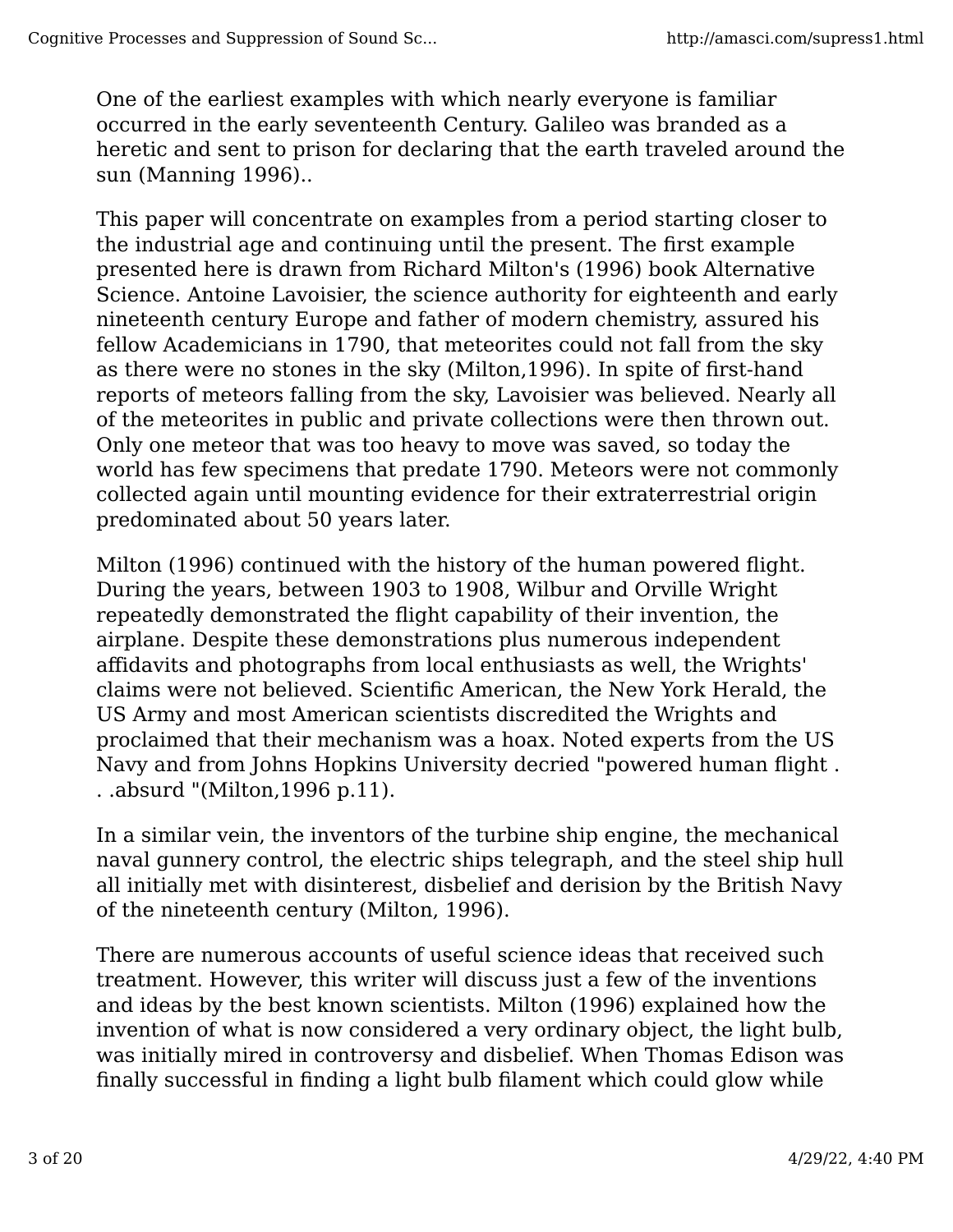One of the earliest examples with which nearly everyone is familiar occurred in the early seventeenth Century. Galileo was branded as a heretic and sent to prison for declaring that the earth traveled around the sun (Manning 1996)..

This paper will concentrate on examples from a period starting closer to the industrial age and continuing until the present. The first example presented here is drawn from Richard Milton's (1996) book Alternative Science. Antoine Lavoisier, the science authority for eighteenth and early nineteenth century Europe and father of modern chemistry, assured his fellow Academicians in 1790, that meteorites could not fall from the sky as there were no stones in the sky (Milton,1996). In spite of first-hand reports of meteors falling from the sky, Lavoisier was believed. Nearly all of the meteorites in public and private collections were then thrown out. Only one meteor that was too heavy to move was saved, so today the world has few specimens that predate 1790. Meteors were not commonly collected again until mounting evidence for their extraterrestrial origin predominated about 50 years later.

Milton (1996) continued with the history of the human powered flight. During the years, between 1903 to 1908, Wilbur and Orville Wright repeatedly demonstrated the flight capability of their invention, the airplane. Despite these demonstrations plus numerous independent affidavits and photographs from local enthusiasts as well, the Wrights' claims were not believed. Scientific American, the New York Herald, the US Army and most American scientists discredited the Wrights and proclaimed that their mechanism was a hoax. Noted experts from the US Navy and from Johns Hopkins University decried "powered human flight . . .absurd "(Milton,1996 p.11).

In a similar vein, the inventors of the turbine ship engine, the mechanical naval gunnery control, the electric ships telegraph, and the steel ship hull all initially met with disinterest, disbelief and derision by the British Navy of the nineteenth century (Milton, 1996).

There are numerous accounts of useful science ideas that received such treatment. However, this writer will discuss just a few of the inventions and ideas by the best known scientists. Milton (1996) explained how the invention of what is now considered a very ordinary object, the light bulb, was initially mired in controversy and disbelief. When Thomas Edison was finally successful in finding a light bulb filament which could glow while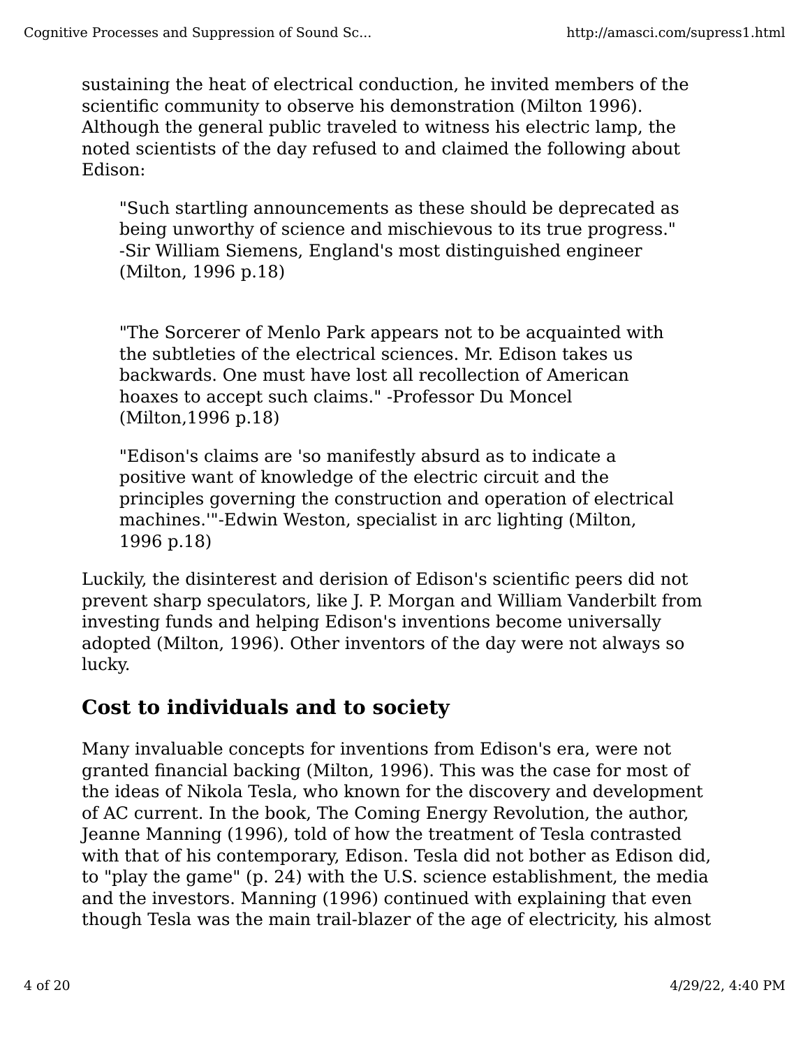sustaining the heat of electrical conduction, he invited members of the scientific community to observe his demonstration (Milton 1996). Although the general public traveled to witness his electric lamp, the noted scientists of the day refused to and claimed the following about Edison:

> "Such startling announcements as these should be deprecated as being unworthy of science and mischievous to its true progress." -Sir William Siemens, England's most distinguished engineer (Milton, 1996 p.18)
>
> "The Sorcerer of Menlo Park appears not to be acquainted with the subtleties of the electrical sciences. Mr. Edison takes us backwards. One must have lost all recollection of American hoaxes to accept such claims." -Professor Du Moncel (Milton,1996 p.18)
>
> "Edison's claims are 'so manifestly absurd as to indicate a positive want of knowledge of the electric circuit and the principles governing the construction and operation of electrical machines.'"-Edwin Weston, specialist in arc lighting (Milton, 1996 p.18)

Luckily, the disinterest and derision of Edison's scientific peers did not prevent sharp speculators, like J. P. Morgan and William Vanderbilt from investing funds and helping Edison's inventions become universally adopted (Milton, 1996). Other inventors of the day were not always so lucky.

## Cost to individuals and to society

Many invaluable concepts for inventions from Edison's era, were not granted financial backing (Milton, 1996). This was the case for most of the ideas of Nikola Tesla, who known for the discovery and development of AC current. In the book, The Coming Energy Revolution, the author, Jeanne Manning (1996), told of how the treatment of Tesla contrasted with that of his contemporary, Edison. Tesla did not bother as Edison did, to "play the game" (p. 24) with the U.S. science establishment, the media and the investors. Manning (1996) continued with explaining that even though Tesla was the main trail-blazer of the age of electricity, his almost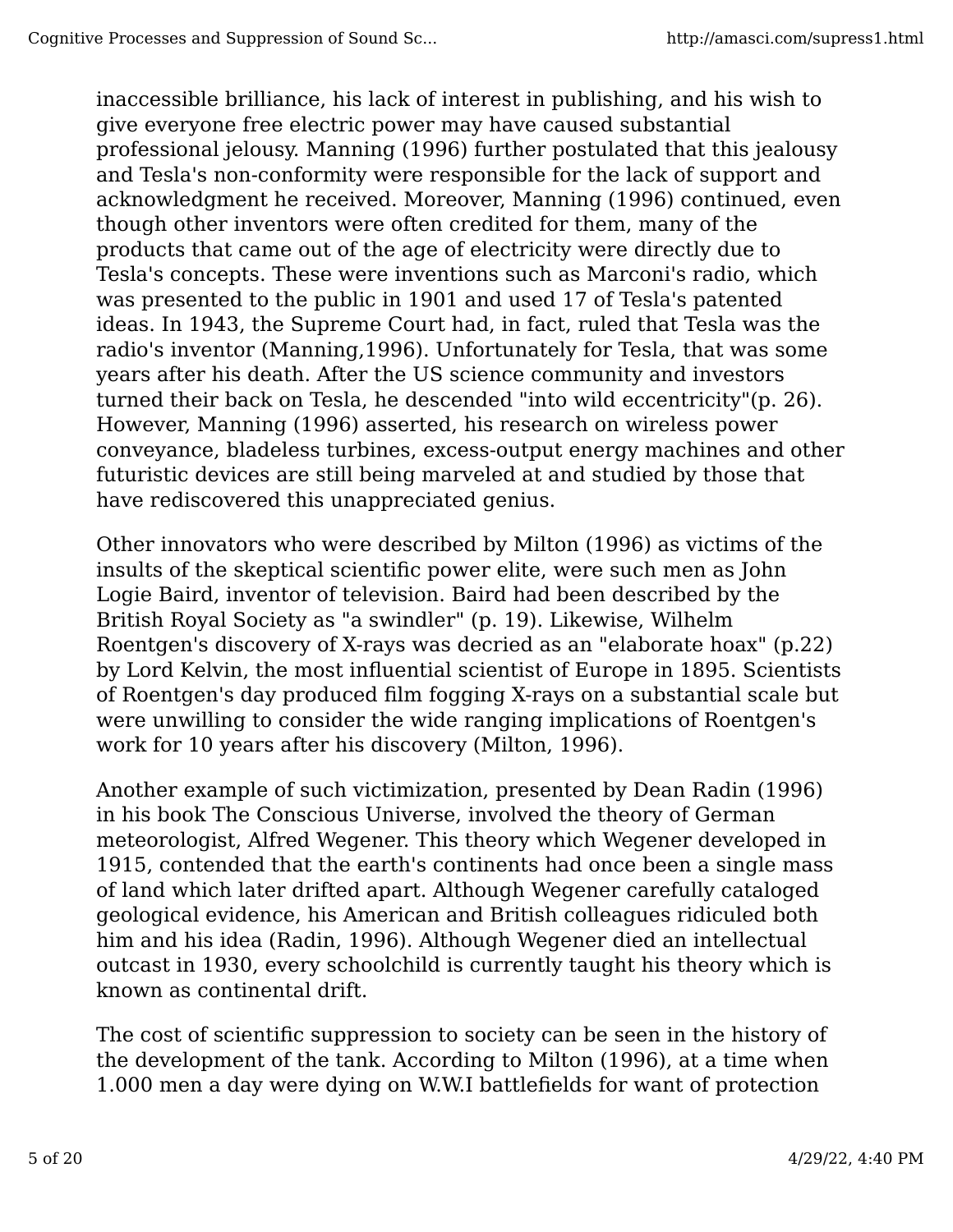inaccessible brilliance, his lack of interest in publishing, and his wish to give everyone free electric power may have caused substantial professional jelousy. Manning (1996) further postulated that this jealousy and Tesla's non-conformity were responsible for the lack of support and acknowledgment he received. Moreover, Manning (1996) continued, even though other inventors were often credited for them, many of the products that came out of the age of electricity were directly due to Tesla's concepts. These were inventions such as Marconi's radio, which was presented to the public in 1901 and used 17 of Tesla's patented ideas. In 1943, the Supreme Court had, in fact, ruled that Tesla was the radio's inventor (Manning,1996). Unfortunately for Tesla, that was some years after his death. After the US science community and investors turned their back on Tesla, he descended "into wild eccentricity"(p. 26). However, Manning (1996) asserted, his research on wireless power conveyance, bladeless turbines, excess-output energy machines and other futuristic devices are still being marveled at and studied by those that have rediscovered this unappreciated genius.

Other innovators who were described by Milton (1996) as victims of the insults of the skeptical scientific power elite, were such men as John Logie Baird, inventor of television. Baird had been described by the British Royal Society as "a swindler" (p. 19). Likewise, Wilhelm Roentgen's discovery of X-rays was decried as an "elaborate hoax" (p.22) by Lord Kelvin, the most influential scientist of Europe in 1895. Scientists of Roentgen's day produced film fogging X-rays on a substantial scale but were unwilling to consider the wide ranging implications of Roentgen's work for 10 years after his discovery (Milton, 1996).

Another example of such victimization, presented by Dean Radin (1996) in his book The Conscious Universe, involved the theory of German meteorologist, Alfred Wegener. This theory which Wegener developed in 1915, contended that the earth's continents had once been a single mass of land which later drifted apart. Although Wegener carefully cataloged geological evidence, his American and British colleagues ridiculed both him and his idea (Radin, 1996). Although Wegener died an intellectual outcast in 1930, every schoolchild is currently taught his theory which is known as continental drift.

The cost of scientific suppression to society can be seen in the history of the development of the tank. According to Milton (1996), at a time when 1.000 men a day were dying on W.W.I battlefields for want of protection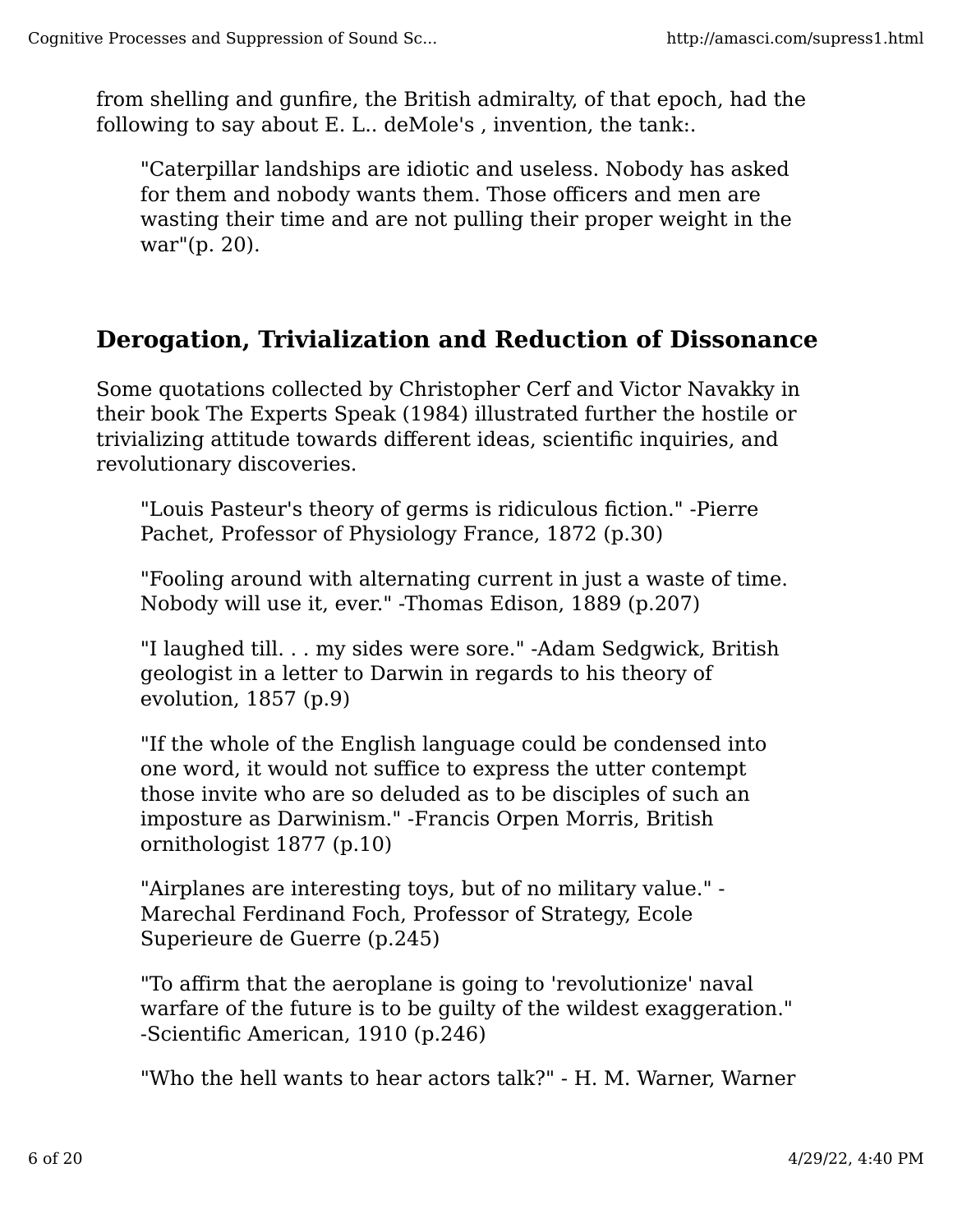from shelling and gunfire, the British admiralty, of that epoch, had the following to say about E. L.. deMole's , invention, the tank:.

> "Caterpillar landships are idiotic and useless. Nobody has asked for them and nobody wants them. Those officers and men are wasting their time and are not pulling their proper weight in the war"(p. 20).

## Derogation, Trivialization and Reduction of Dissonance

Some quotations collected by Christopher Cerf and Victor Navakky in their book The Experts Speak (1984) illustrated further the hostile or trivializing attitude towards different ideas, scientific inquiries, and revolutionary discoveries.

> "Louis Pasteur's theory of germs is ridiculous fiction." -Pierre Pachet, Professor of Physiology France, 1872 (p.30)

> "Fooling around with alternating current in just a waste of time. Nobody will use it, ever." -Thomas Edison, 1889 (p.207)

> "I laughed till. . . my sides were sore." -Adam Sedgwick, British geologist in a letter to Darwin in regards to his theory of evolution, 1857 (p.9)

> "If the whole of the English language could be condensed into one word, it would not suffice to express the utter contempt those invite who are so deluded as to be disciples of such an imposture as Darwinism." -Francis Orpen Morris, British ornithologist 1877 (p.10)

> "Airplanes are interesting toys, but of no military value." -Marechal Ferdinand Foch, Professor of Strategy, Ecole Superieure de Guerre (p.245)

> "To affirm that the aeroplane is going to 'revolutionize' naval warfare of the future is to be guilty of the wildest exaggeration." -Scientific American, 1910 (p.246)

> "Who the hell wants to hear actors talk?" - H. M. Warner, Warner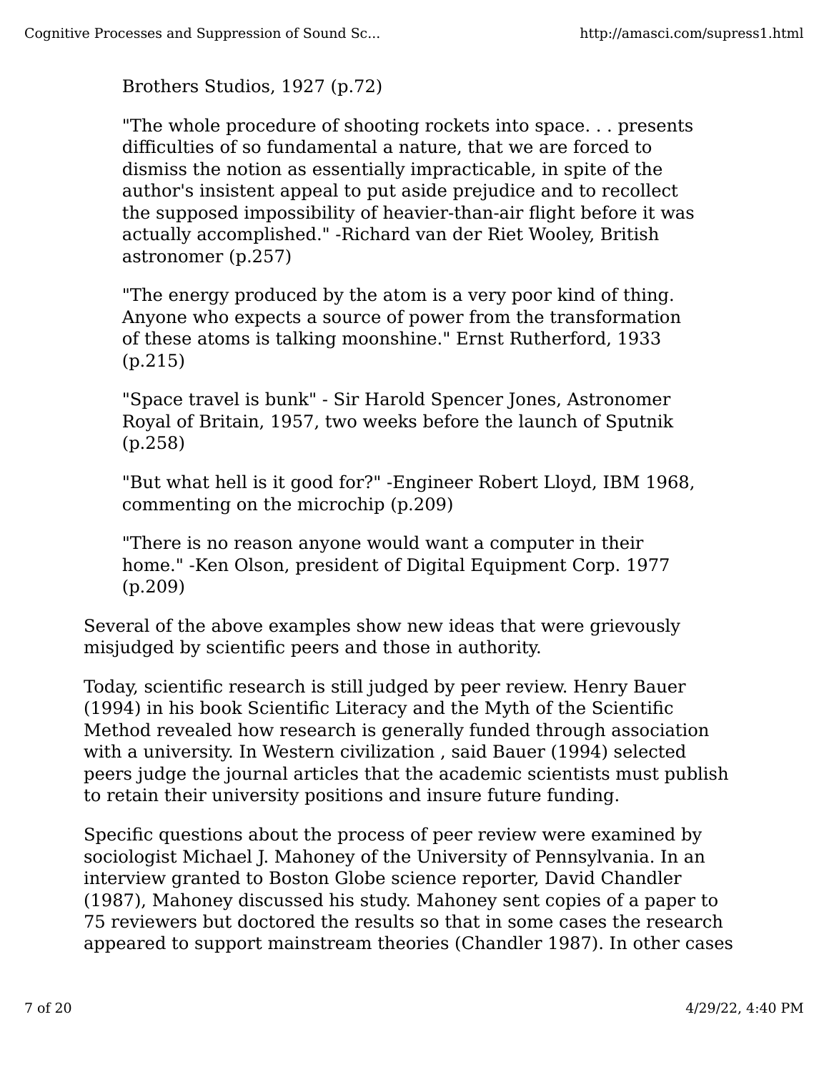Brothers Studios, 1927 (p.72)

> "The whole procedure of shooting rockets into space. . . presents difficulties of so fundamental a nature, that we are forced to dismiss the notion as essentially impracticable, in spite of the author's insistent appeal to put aside prejudice and to recollect the supposed impossibility of heavier-than-air flight before it was actually accomplished." -Richard van der Riet Wooley, British astronomer (p.257)
>
> "The energy produced by the atom is a very poor kind of thing. Anyone who expects a source of power from the transformation of these atoms is talking moonshine." Ernst Rutherford, 1933 (p.215)
>
> "Space travel is bunk" - Sir Harold Spencer Jones, Astronomer Royal of Britain, 1957, two weeks before the launch of Sputnik (p.258)
>
> "But what hell is it good for?" -Engineer Robert Lloyd, IBM 1968, commenting on the microchip (p.209)
>
> "There is no reason anyone would want a computer in their home." -Ken Olson, president of Digital Equipment Corp. 1977 (p.209)

Several of the above examples show new ideas that were grievously misjudged by scientific peers and those in authority.

Today, scientific research is still judged by peer review. Henry Bauer (1994) in his book Scientific Literacy and the Myth of the Scientific Method revealed how research is generally funded through association with a university. In Western civilization , said Bauer (1994) selected peers judge the journal articles that the academic scientists must publish to retain their university positions and insure future funding.

Specific questions about the process of peer review were examined by sociologist Michael J. Mahoney of the University of Pennsylvania. In an interview granted to Boston Globe science reporter, David Chandler (1987), Mahoney discussed his study. Mahoney sent copies of a paper to 75 reviewers but doctored the results so that in some cases the research appeared to support mainstream theories (Chandler 1987). In other cases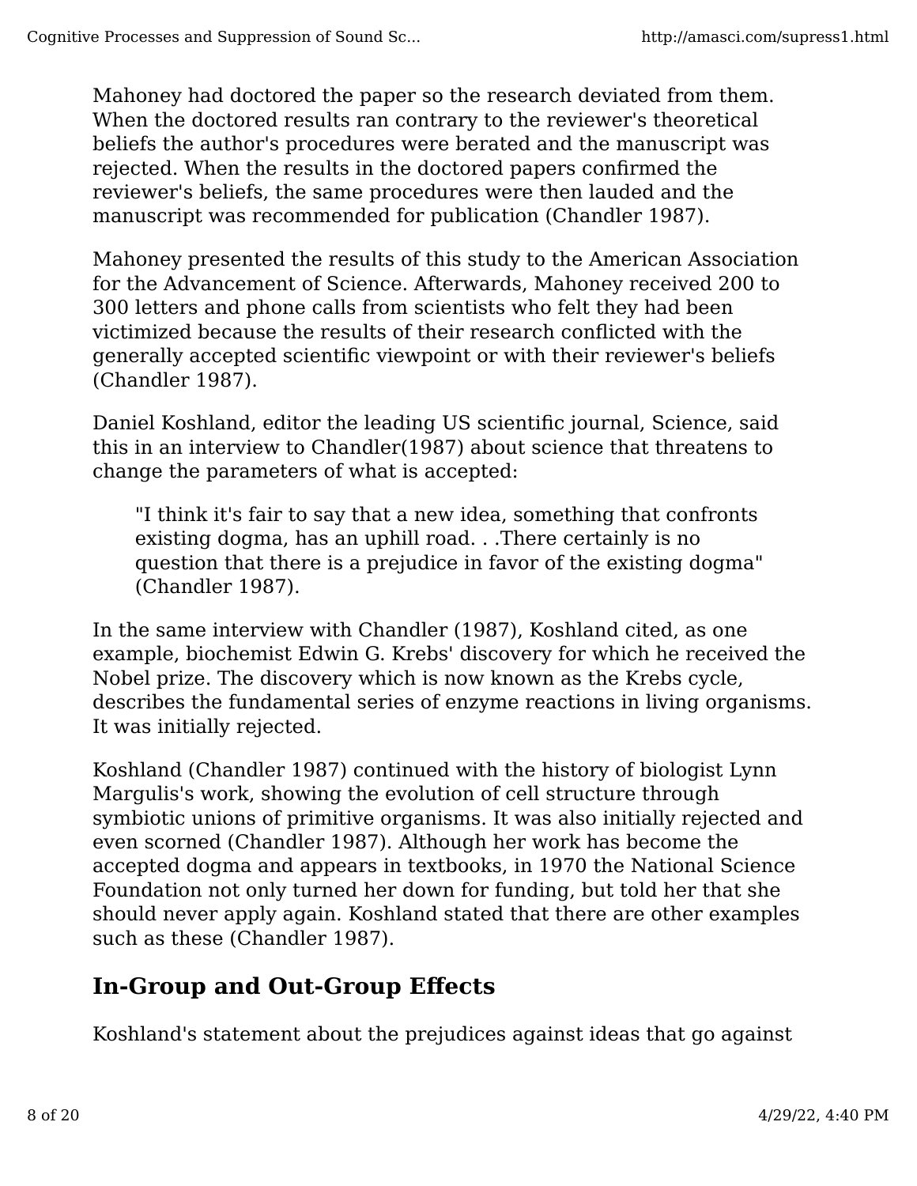Mahoney had doctored the paper so the research deviated from them. When the doctored results ran contrary to the reviewer's theoretical beliefs the author's procedures were berated and the manuscript was rejected. When the results in the doctored papers confirmed the reviewer's beliefs, the same procedures were then lauded and the manuscript was recommended for publication (Chandler 1987).

Mahoney presented the results of this study to the American Association for the Advancement of Science. Afterwards, Mahoney received 200 to 300 letters and phone calls from scientists who felt they had been victimized because the results of their research conflicted with the generally accepted scientific viewpoint or with their reviewer's beliefs (Chandler 1987).

Daniel Koshland, editor the leading US scientific journal, Science, said this in an interview to Chandler(1987) about science that threatens to change the parameters of what is accepted:

> "I think it's fair to say that a new idea, something that confronts existing dogma, has an uphill road. . .There certainly is no question that there is a prejudice in favor of the existing dogma" (Chandler 1987).

In the same interview with Chandler (1987), Koshland cited, as one example, biochemist Edwin G. Krebs' discovery for which he received the Nobel prize. The discovery which is now known as the Krebs cycle, describes the fundamental series of enzyme reactions in living organisms. It was initially rejected.

Koshland (Chandler 1987) continued with the history of biologist Lynn Margulis's work, showing the evolution of cell structure through symbiotic unions of primitive organisms. It was also initially rejected and even scorned (Chandler 1987). Although her work has become the accepted dogma and appears in textbooks, in 1970 the National Science Foundation not only turned her down for funding, but told her that she should never apply again. Koshland stated that there are other examples such as these (Chandler 1987).

## In-Group and Out-Group Effects

Koshland's statement about the prejudices against ideas that go against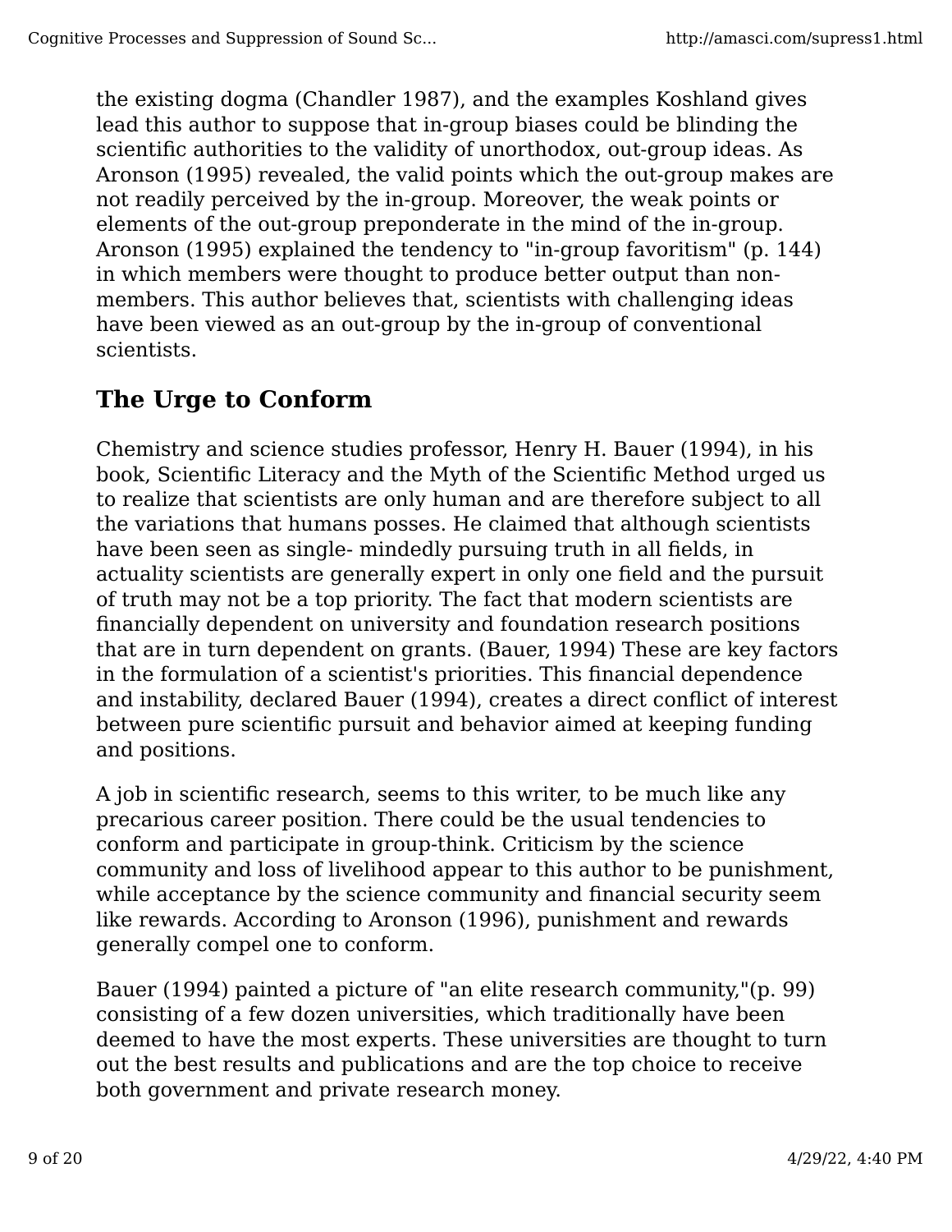the existing dogma (Chandler 1987), and the examples Koshland gives lead this author to suppose that in-group biases could be blinding the scientific authorities to the validity of unorthodox, out-group ideas. As Aronson (1995) revealed, the valid points which the out-group makes are not readily perceived by the in-group. Moreover, the weak points or elements of the out-group preponderate in the mind of the in-group. Aronson (1995) explained the tendency to "in-group favoritism" (p. 144) in which members were thought to produce better output than non-members. This author believes that, scientists with challenging ideas have been viewed as an out-group by the in-group of conventional scientists.

## The Urge to Conform

Chemistry and science studies professor, Henry H. Bauer (1994), in his book, Scientific Literacy and the Myth of the Scientific Method urged us to realize that scientists are only human and are therefore subject to all the variations that humans posses. He claimed that although scientists have been seen as single- mindedly pursuing truth in all fields, in actuality scientists are generally expert in only one field and the pursuit of truth may not be a top priority. The fact that modern scientists are financially dependent on university and foundation research positions that are in turn dependent on grants. (Bauer, 1994) These are key factors in the formulation of a scientist's priorities. This financial dependence and instability, declared Bauer (1994), creates a direct conflict of interest between pure scientific pursuit and behavior aimed at keeping funding and positions.

A job in scientific research, seems to this writer, to be much like any precarious career position. There could be the usual tendencies to conform and participate in group-think. Criticism by the science community and loss of livelihood appear to this author to be punishment, while acceptance by the science community and financial security seem like rewards. According to Aronson (1996), punishment and rewards generally compel one to conform.

Bauer (1994) painted a picture of "an elite research community,"(p. 99) consisting of a few dozen universities, which traditionally have been deemed to have the most experts. These universities are thought to turn out the best results and publications and are the top choice to receive both government and private research money.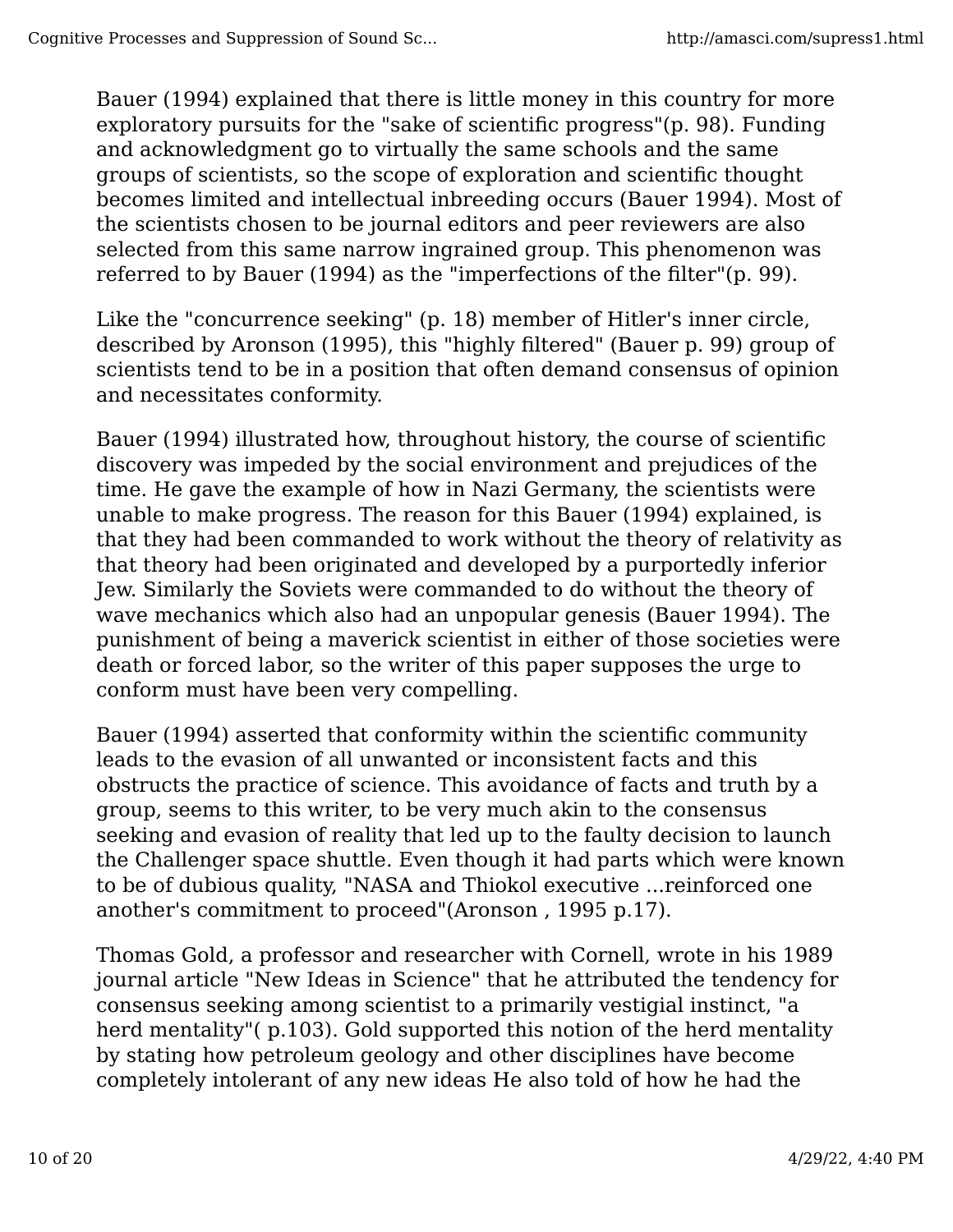Bauer (1994) explained that there is little money in this country for more exploratory pursuits for the "sake of scientific progress"(p. 98). Funding and acknowledgment go to virtually the same schools and the same groups of scientists, so the scope of exploration and scientific thought becomes limited and intellectual inbreeding occurs (Bauer 1994). Most of the scientists chosen to be journal editors and peer reviewers are also selected from this same narrow ingrained group. This phenomenon was referred to by Bauer (1994) as the "imperfections of the filter"(p. 99).

Like the "concurrence seeking" (p. 18) member of Hitler's inner circle, described by Aronson (1995), this "highly filtered" (Bauer p. 99) group of scientists tend to be in a position that often demand consensus of opinion and necessitates conformity.

Bauer (1994) illustrated how, throughout history, the course of scientific discovery was impeded by the social environment and prejudices of the time. He gave the example of how in Nazi Germany, the scientists were unable to make progress. The reason for this Bauer (1994) explained, is that they had been commanded to work without the theory of relativity as that theory had been originated and developed by a purportedly inferior Jew. Similarly the Soviets were commanded to do without the theory of wave mechanics which also had an unpopular genesis (Bauer 1994). The punishment of being a maverick scientist in either of those societies were death or forced labor, so the writer of this paper supposes the urge to conform must have been very compelling.

Bauer (1994) asserted that conformity within the scientific community leads to the evasion of all unwanted or inconsistent facts and this obstructs the practice of science. This avoidance of facts and truth by a group, seems to this writer, to be very much akin to the consensus seeking and evasion of reality that led up to the faulty decision to launch the Challenger space shuttle. Even though it had parts which were known to be of dubious quality, "NASA and Thiokol executive ...reinforced one another's commitment to proceed"(Aronson , 1995 p.17).

Thomas Gold, a professor and researcher with Cornell, wrote in his 1989 journal article "New Ideas in Science" that he attributed the tendency for consensus seeking among scientist to a primarily vestigial instinct, "a herd mentality"( p.103). Gold supported this notion of the herd mentality by stating how petroleum geology and other disciplines have become completely intolerant of any new ideas He also told of how he had the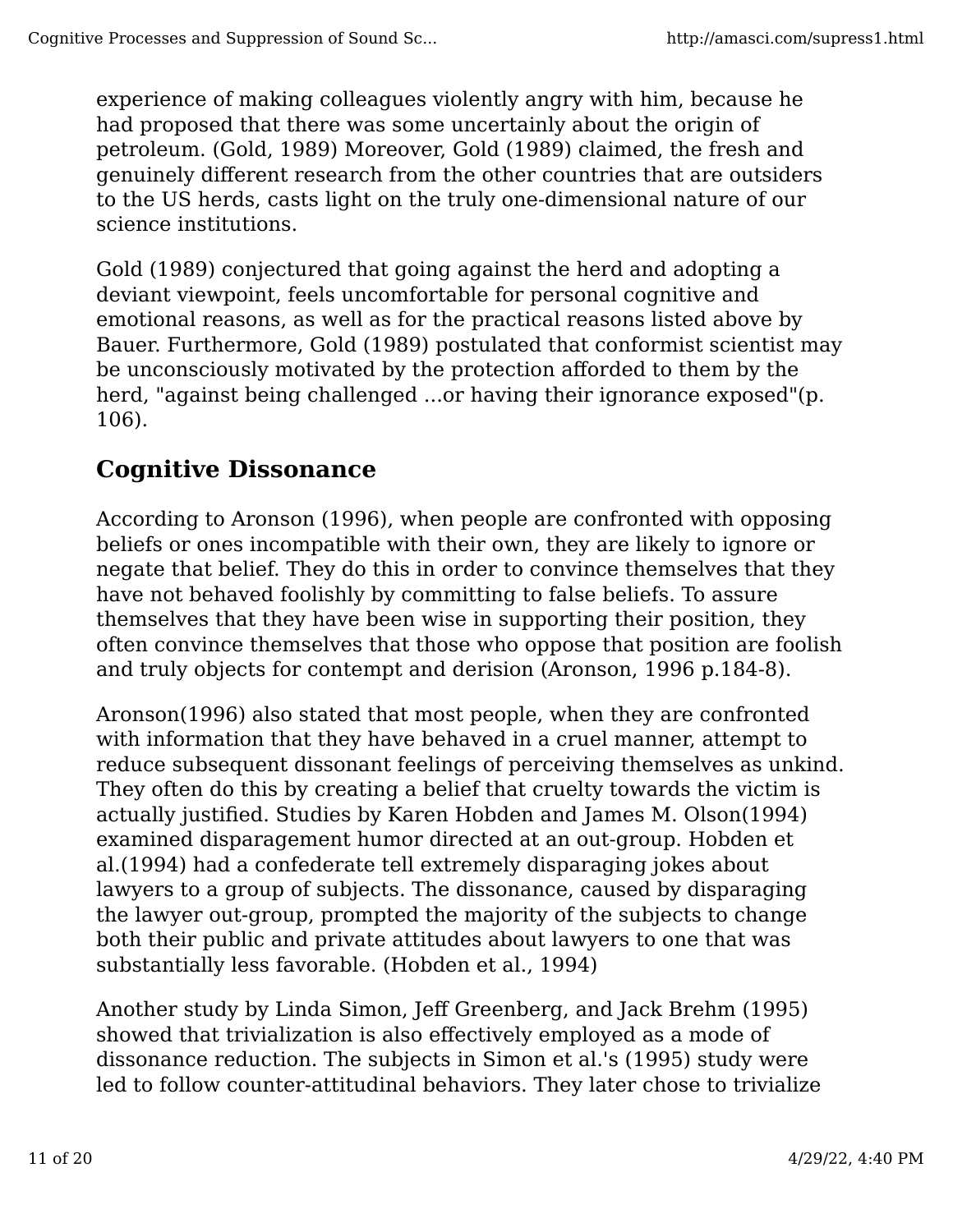experience of making colleagues violently angry with him, because he had proposed that there was some uncertainly about the origin of petroleum. (Gold, 1989) Moreover, Gold (1989) claimed, the fresh and genuinely different research from the other countries that are outsiders to the US herds, casts light on the truly one-dimensional nature of our science institutions.

Gold (1989) conjectured that going against the herd and adopting a deviant viewpoint, feels uncomfortable for personal cognitive and emotional reasons, as well as for the practical reasons listed above by Bauer. Furthermore, Gold (1989) postulated that conformist scientist may be unconsciously motivated by the protection afforded to them by the herd, "against being challenged ...or having their ignorance exposed"(p. 106).

## Cognitive Dissonance

According to Aronson (1996), when people are confronted with opposing beliefs or ones incompatible with their own, they are likely to ignore or negate that belief. They do this in order to convince themselves that they have not behaved foolishly by committing to false beliefs. To assure themselves that they have been wise in supporting their position, they often convince themselves that those who oppose that position are foolish and truly objects for contempt and derision (Aronson, 1996 p.184-8).

Aronson(1996) also stated that most people, when they are confronted with information that they have behaved in a cruel manner, attempt to reduce subsequent dissonant feelings of perceiving themselves as unkind. They often do this by creating a belief that cruelty towards the victim is actually justified. Studies by Karen Hobden and James M. Olson(1994) examined disparagement humor directed at an out-group. Hobden et al.(1994) had a confederate tell extremely disparaging jokes about lawyers to a group of subjects. The dissonance, caused by disparaging the lawyer out-group, prompted the majority of the subjects to change both their public and private attitudes about lawyers to one that was substantially less favorable. (Hobden et al., 1994)

Another study by Linda Simon, Jeff Greenberg, and Jack Brehm (1995) showed that trivialization is also effectively employed as a mode of dissonance reduction. The subjects in Simon et al.'s (1995) study were led to follow counter-attitudinal behaviors. They later chose to trivialize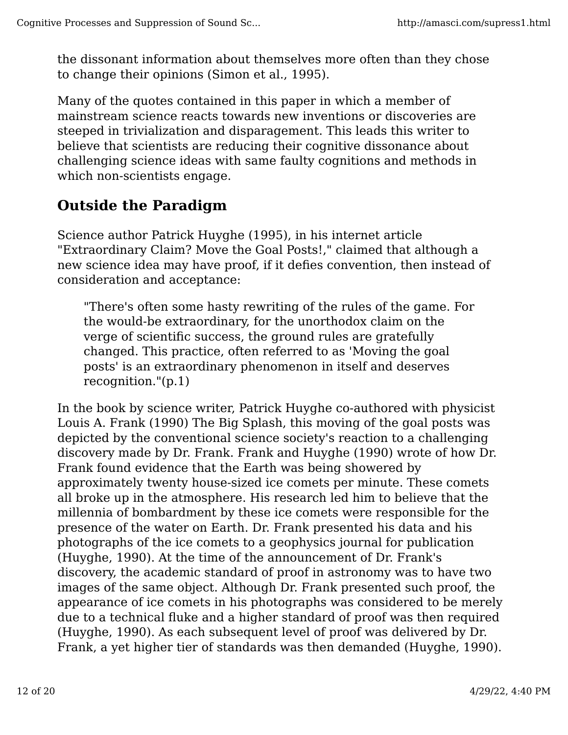the dissonant information about themselves more often than they chose to change their opinions (Simon et al., 1995).

Many of the quotes contained in this paper in which a member of mainstream science reacts towards new inventions or discoveries are steeped in trivialization and disparagement. This leads this writer to believe that scientists are reducing their cognitive dissonance about challenging science ideas with same faulty cognitions and methods in which non-scientists engage.

## Outside the Paradigm

Science author Patrick Huyghe (1995), in his internet article "Extraordinary Claim? Move the Goal Posts!," claimed that although a new science idea may have proof, if it defies convention, then instead of consideration and acceptance:

> "There's often some hasty rewriting of the rules of the game. For the would-be extraordinary, for the unorthodox claim on the verge of scientific success, the ground rules are gratefully changed. This practice, often referred to as 'Moving the goal posts' is an extraordinary phenomenon in itself and deserves recognition."(p.1)

In the book by science writer, Patrick Huyghe co-authored with physicist Louis A. Frank (1990) The Big Splash, this moving of the goal posts was depicted by the conventional science society's reaction to a challenging discovery made by Dr. Frank. Frank and Huyghe (1990) wrote of how Dr. Frank found evidence that the Earth was being showered by approximately twenty house-sized ice comets per minute. These comets all broke up in the atmosphere. His research led him to believe that the millennia of bombardment by these ice comets were responsible for the presence of the water on Earth. Dr. Frank presented his data and his photographs of the ice comets to a geophysics journal for publication (Huyghe, 1990). At the time of the announcement of Dr. Frank's discovery, the academic standard of proof in astronomy was to have two images of the same object. Although Dr. Frank presented such proof, the appearance of ice comets in his photographs was considered to be merely due to a technical fluke and a higher standard of proof was then required (Huyghe, 1990). As each subsequent level of proof was delivered by Dr. Frank, a yet higher tier of standards was then demanded (Huyghe, 1990).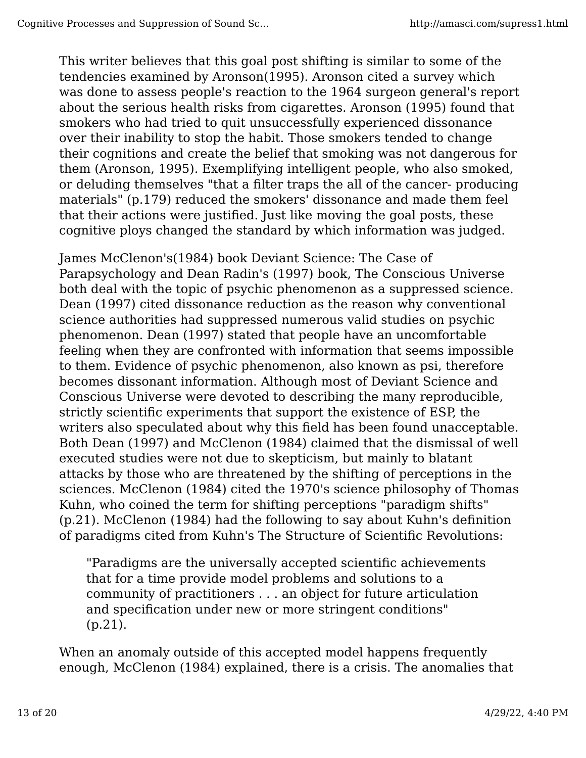This writer believes that this goal post shifting is similar to some of the tendencies examined by Aronson(1995). Aronson cited a survey which was done to assess people's reaction to the 1964 surgeon general's report about the serious health risks from cigarettes. Aronson (1995) found that smokers who had tried to quit unsuccessfully experienced dissonance over their inability to stop the habit. Those smokers tended to change their cognitions and create the belief that smoking was not dangerous for them (Aronson, 1995). Exemplifying intelligent people, who also smoked, or deluding themselves "that a filter traps the all of the cancer- producing materials" (p.179) reduced the smokers' dissonance and made them feel that their actions were justified. Just like moving the goal posts, these cognitive ploys changed the standard by which information was judged.

James McClenon's(1984) book Deviant Science: The Case of Parapsychology and Dean Radin's (1997) book, The Conscious Universe both deal with the topic of psychic phenomenon as a suppressed science. Dean (1997) cited dissonance reduction as the reason why conventional science authorities had suppressed numerous valid studies on psychic phenomenon. Dean (1997) stated that people have an uncomfortable feeling when they are confronted with information that seems impossible to them. Evidence of psychic phenomenon, also known as psi, therefore becomes dissonant information. Although most of Deviant Science and Conscious Universe were devoted to describing the many reproducible, strictly scientific experiments that support the existence of ESP, the writers also speculated about why this field has been found unacceptable. Both Dean (1997) and McClenon (1984) claimed that the dismissal of well executed studies were not due to skepticism, but mainly to blatant attacks by those who are threatened by the shifting of perceptions in the sciences. McClenon (1984) cited the 1970's science philosophy of Thomas Kuhn, who coined the term for shifting perceptions "paradigm shifts" (p.21). McClenon (1984) had the following to say about Kuhn's definition of paradigms cited from Kuhn's The Structure of Scientific Revolutions:

> "Paradigms are the universally accepted scientific achievements that for a time provide model problems and solutions to a community of practitioners . . . an object for future articulation and specification under new or more stringent conditions" (p.21).

When an anomaly outside of this accepted model happens frequently enough, McClenon (1984) explained, there is a crisis. The anomalies that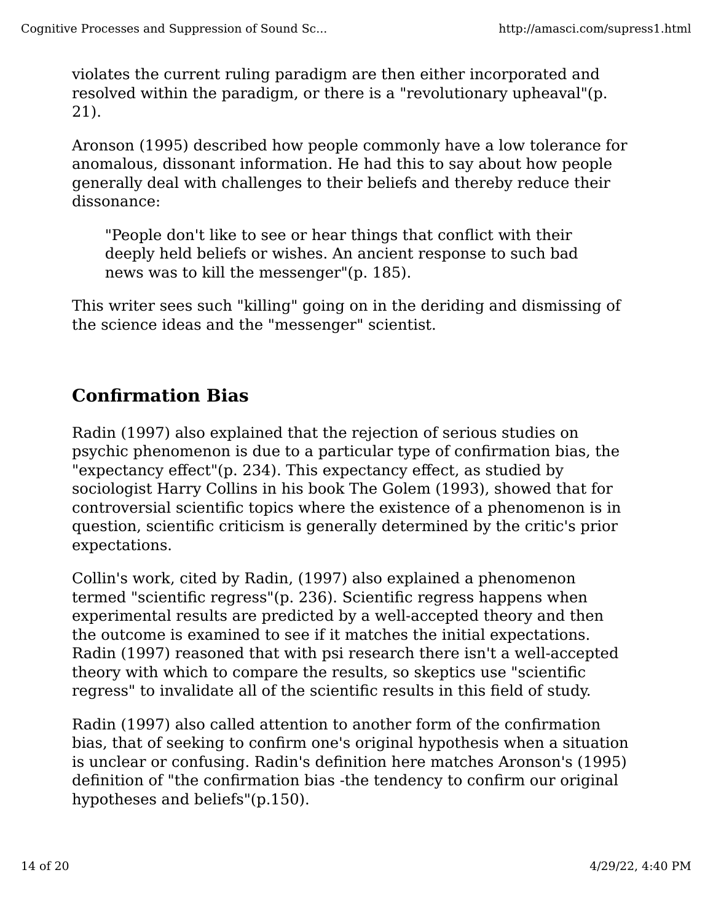violates the current ruling paradigm are then either incorporated and resolved within the paradigm, or there is a "revolutionary upheaval"(p. 21).

Aronson (1995) described how people commonly have a low tolerance for anomalous, dissonant information. He had this to say about how people generally deal with challenges to their beliefs and thereby reduce their dissonance:

> "People don't like to see or hear things that conflict with their deeply held beliefs or wishes. An ancient response to such bad news was to kill the messenger"(p. 185).

This writer sees such "killing" going on in the deriding and dismissing of the science ideas and the "messenger" scientist.

## Confirmation Bias

Radin (1997) also explained that the rejection of serious studies on psychic phenomenon is due to a particular type of confirmation bias, the "expectancy effect"(p. 234). This expectancy effect, as studied by sociologist Harry Collins in his book The Golem (1993), showed that for controversial scientific topics where the existence of a phenomenon is in question, scientific criticism is generally determined by the critic's prior expectations.

Collin's work, cited by Radin, (1997) also explained a phenomenon termed "scientific regress"(p. 236). Scientific regress happens when experimental results are predicted by a well-accepted theory and then the outcome is examined to see if it matches the initial expectations. Radin (1997) reasoned that with psi research there isn't a well-accepted theory with which to compare the results, so skeptics use "scientific regress" to invalidate all of the scientific results in this field of study.

Radin (1997) also called attention to another form of the confirmation bias, that of seeking to confirm one's original hypothesis when a situation is unclear or confusing. Radin's definition here matches Aronson's (1995) definition of "the confirmation bias -the tendency to confirm our original hypotheses and beliefs"(p.150).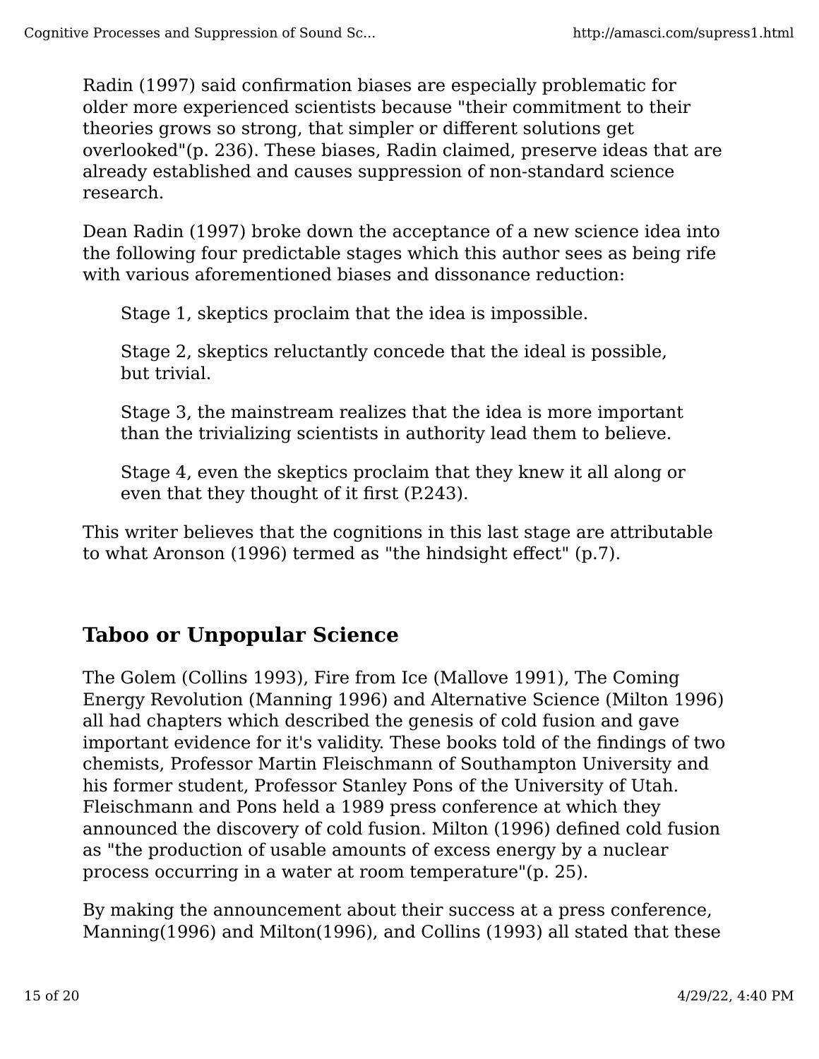Radin (1997) said confirmation biases are especially problematic for older more experienced scientists because "their commitment to their theories grows so strong, that simpler or different solutions get overlooked"(p. 236). These biases, Radin claimed, preserve ideas that are already established and causes suppression of non-standard science research.

Dean Radin (1997) broke down the acceptance of a new science idea into the following four predictable stages which this author sees as being rife with various aforementioned biases and dissonance reduction:

> Stage 1, skeptics proclaim that the idea is impossible.
>
> Stage 2, skeptics reluctantly concede that the ideal is possible, but trivial.
>
> Stage 3, the mainstream realizes that the idea is more important than the trivializing scientists in authority lead them to believe.
>
> Stage 4, even the skeptics proclaim that they knew it all along or even that they thought of it first (P.243).

This writer believes that the cognitions in this last stage are attributable to what Aronson (1996) termed as "the hindsight effect" (p.7).

## Taboo or Unpopular Science

The Golem (Collins 1993), Fire from Ice (Mallove 1991), The Coming Energy Revolution (Manning 1996) and Alternative Science (Milton 1996) all had chapters which described the genesis of cold fusion and gave important evidence for it's validity. These books told of the findings of two chemists, Professor Martin Fleischmann of Southampton University and his former student, Professor Stanley Pons of the University of Utah. Fleischmann and Pons held a 1989 press conference at which they announced the discovery of cold fusion. Milton (1996) defined cold fusion as "the production of usable amounts of excess energy by a nuclear process occurring in a water at room temperature"(p. 25).

By making the announcement about their success at a press conference, Manning(1996) and Milton(1996), and Collins (1993) all stated that these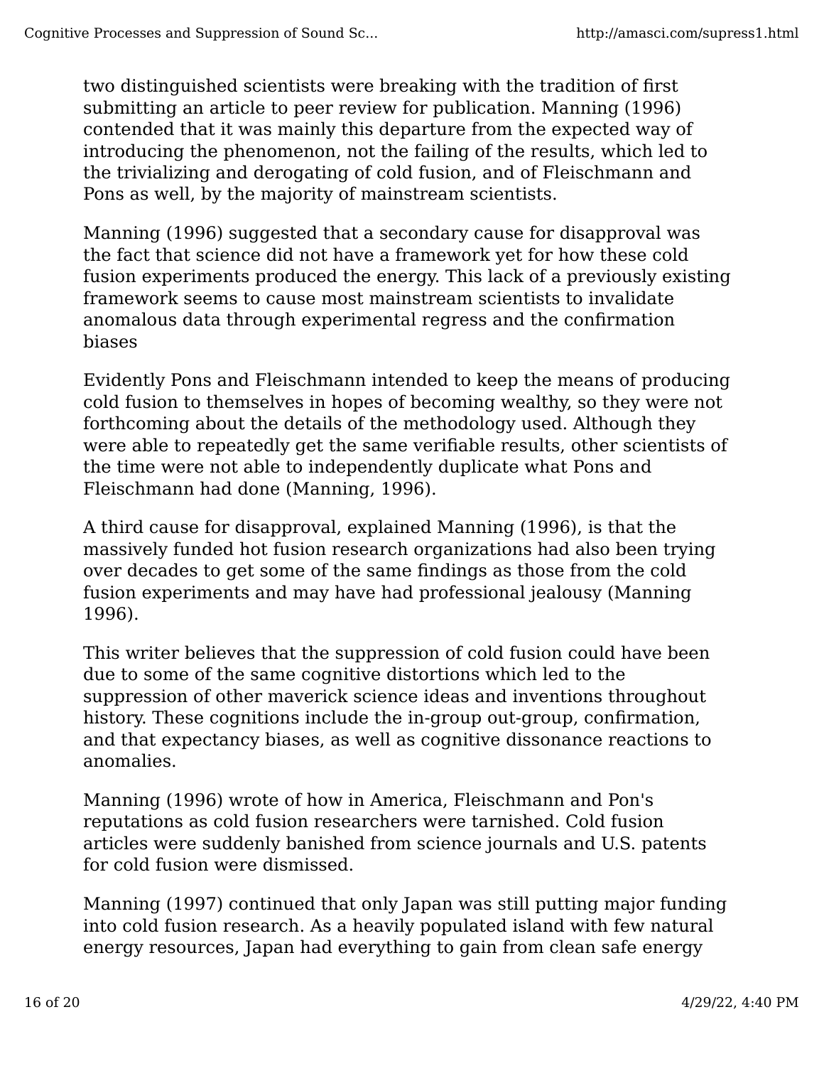two distinguished scientists were breaking with the tradition of first submitting an article to peer review for publication. Manning (1996) contended that it was mainly this departure from the expected way of introducing the phenomenon, not the failing of the results, which led to the trivializing and derogating of cold fusion, and of Fleischmann and Pons as well, by the majority of mainstream scientists.

Manning (1996) suggested that a secondary cause for disapproval was the fact that science did not have a framework yet for how these cold fusion experiments produced the energy. This lack of a previously existing framework seems to cause most mainstream scientists to invalidate anomalous data through experimental regress and the confirmation biases

Evidently Pons and Fleischmann intended to keep the means of producing cold fusion to themselves in hopes of becoming wealthy, so they were not forthcoming about the details of the methodology used. Although they were able to repeatedly get the same verifiable results, other scientists of the time were not able to independently duplicate what Pons and Fleischmann had done (Manning, 1996).

A third cause for disapproval, explained Manning (1996), is that the massively funded hot fusion research organizations had also been trying over decades to get some of the same findings as those from the cold fusion experiments and may have had professional jealousy (Manning 1996).

This writer believes that the suppression of cold fusion could have been due to some of the same cognitive distortions which led to the suppression of other maverick science ideas and inventions throughout history. These cognitions include the in-group out-group, confirmation, and that expectancy biases, as well as cognitive dissonance reactions to anomalies.

Manning (1996) wrote of how in America, Fleischmann and Pon's reputations as cold fusion researchers were tarnished. Cold fusion articles were suddenly banished from science journals and U.S. patents for cold fusion were dismissed.

Manning (1997) continued that only Japan was still putting major funding into cold fusion research. As a heavily populated island with few natural energy resources, Japan had everything to gain from clean safe energy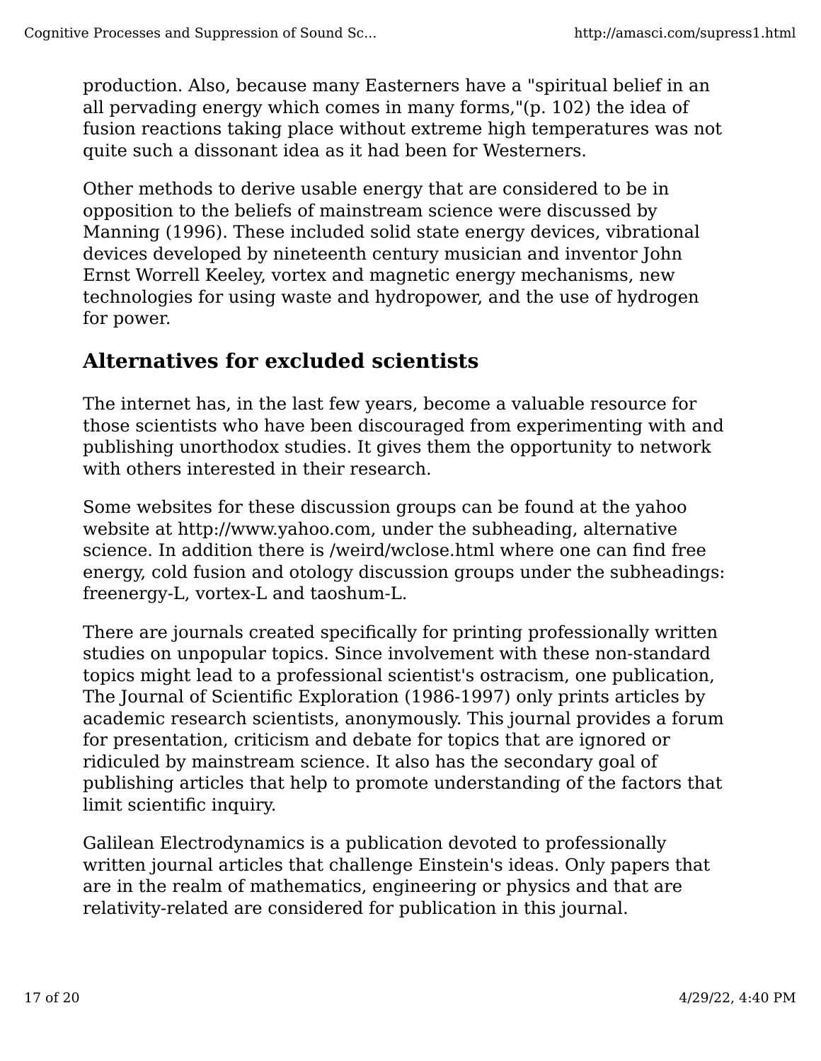production. Also, because many Easterners have a "spiritual belief in an all pervading energy which comes in many forms,"(p. 102) the idea of fusion reactions taking place without extreme high temperatures was not quite such a dissonant idea as it had been for Westerners.

Other methods to derive usable energy that are considered to be in opposition to the beliefs of mainstream science were discussed by Manning (1996). These included solid state energy devices, vibrational devices developed by nineteenth century musician and inventor John Ernst Worrell Keeley, vortex and magnetic energy mechanisms, new technologies for using waste and hydropower, and the use of hydrogen for power.

## Alternatives for excluded scientists

The internet has, in the last few years, become a valuable resource for those scientists who have been discouraged from experimenting with and publishing unorthodox studies. It gives them the opportunity to network with others interested in their research.

Some websites for these discussion groups can be found at the yahoo website at http://www.yahoo.com, under the subheading, alternative science. In addition there is /weird/wclose.html where one can find free energy, cold fusion and otology discussion groups under the subheadings: freenergy-L, vortex-L and taoshum-L.

There are journals created specifically for printing professionally written studies on unpopular topics. Since involvement with these non-standard topics might lead to a professional scientist's ostracism, one publication, The Journal of Scientific Exploration (1986-1997) only prints articles by academic research scientists, anonymously. This journal provides a forum for presentation, criticism and debate for topics that are ignored or ridiculed by mainstream science. It also has the secondary goal of publishing articles that help to promote understanding of the factors that limit scientific inquiry.

Galilean Electrodynamics is a publication devoted to professionally written journal articles that challenge Einstein's ideas. Only papers that are in the realm of mathematics, engineering or physics and that are relativity-related are considered for publication in this journal.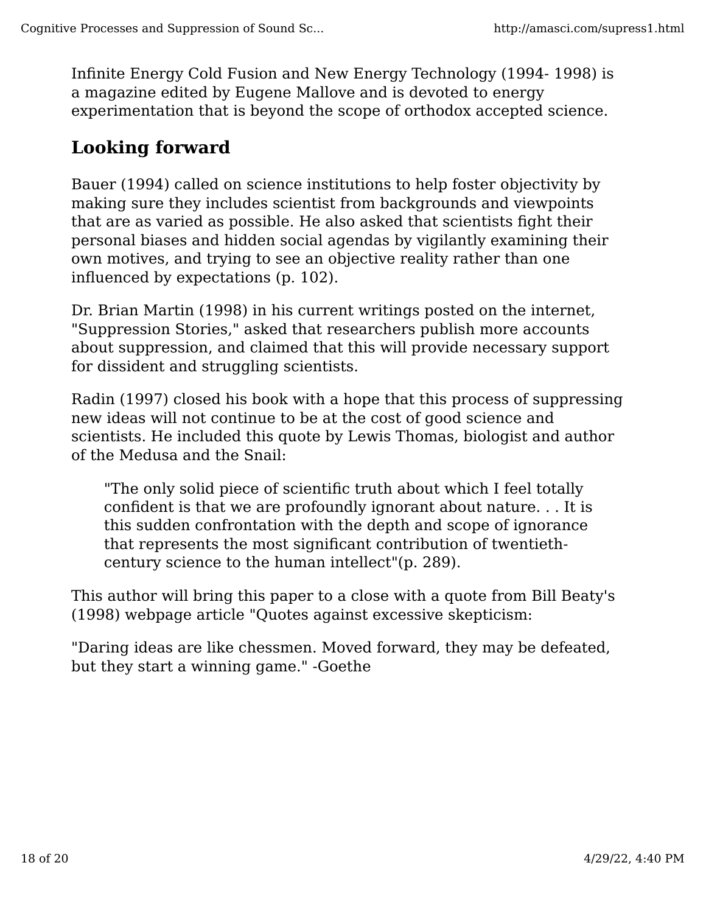Infinite Energy Cold Fusion and New Energy Technology (1994- 1998) is a magazine edited by Eugene Mallove and is devoted to energy experimentation that is beyond the scope of orthodox accepted science.

## Looking forward

Bauer (1994) called on science institutions to help foster objectivity by making sure they includes scientist from backgrounds and viewpoints that are as varied as possible. He also asked that scientists fight their personal biases and hidden social agendas by vigilantly examining their own motives, and trying to see an objective reality rather than one influenced by expectations (p. 102).

Dr. Brian Martin (1998) in his current writings posted on the internet, "Suppression Stories," asked that researchers publish more accounts about suppression, and claimed that this will provide necessary support for dissident and struggling scientists.

Radin (1997) closed his book with a hope that this process of suppressing new ideas will not continue to be at the cost of good science and scientists. He included this quote by Lewis Thomas, biologist and author of the Medusa and the Snail:

> "The only solid piece of scientific truth about which I feel totally confident is that we are profoundly ignorant about nature. . . It is this sudden confrontation with the depth and scope of ignorance that represents the most significant contribution of twentieth-century science to the human intellect"(p. 289).

This author will bring this paper to a close with a quote from Bill Beaty's (1998) webpage article "Quotes against excessive skepticism:

"Daring ideas are like chessmen. Moved forward, they may be defeated, but they start a winning game." -Goethe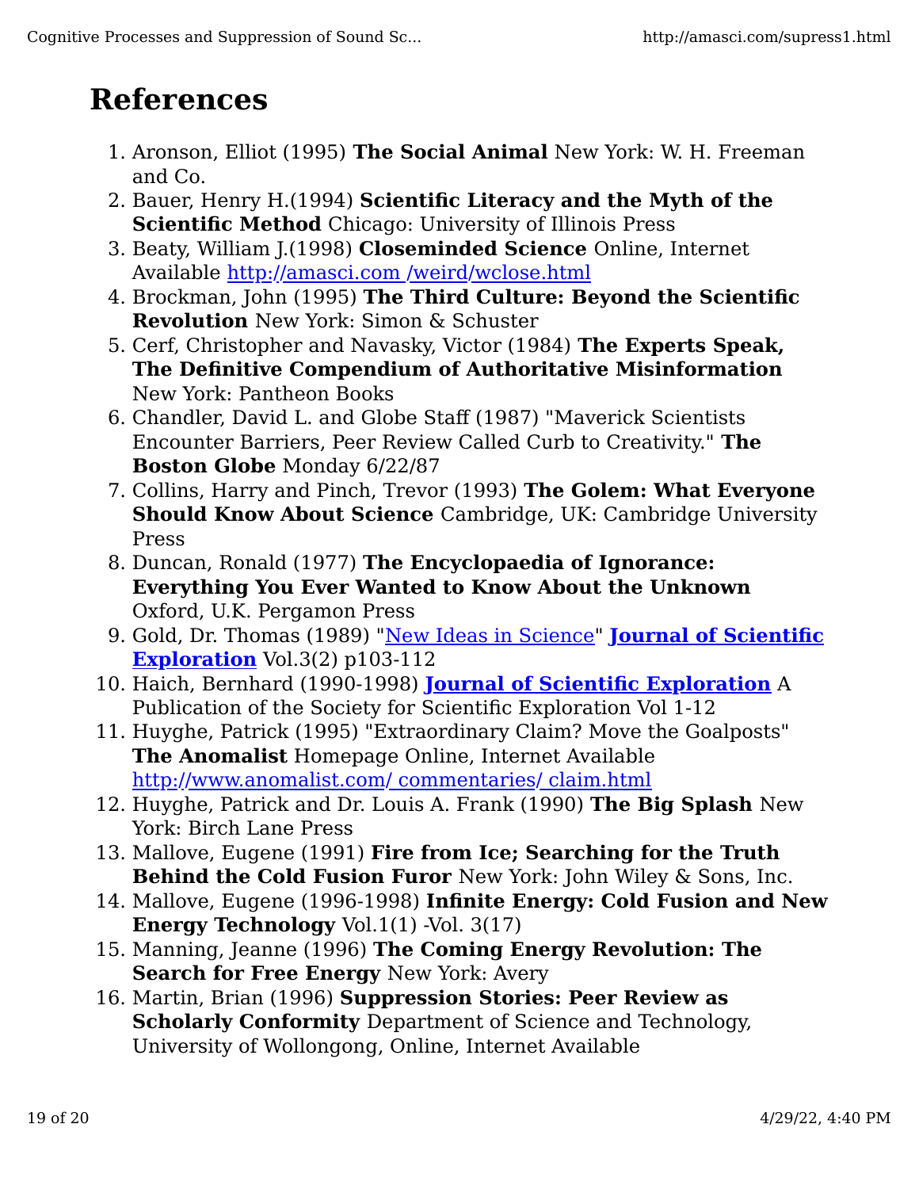# References

1. Aronson, Elliot (1995) **The Social Animal** New York: W. H. Freeman and Co.
2. Bauer, Henry H.(1994) **Scientific Literacy and the Myth of the Scientific Method** Chicago: University of Illinois Press
3. Beaty, William J.(1998) **Closeminded Science** Online, Internet Available [http://amasci.com /weird/wclose.html](http://amasci.com/weird/wclose.html)
4. Brockman, John (1995) **The Third Culture: Beyond the Scientific Revolution** New York: Simon & Schuster
5. Cerf, Christopher and Navasky, Victor (1984) **The Experts Speak, The Definitive Compendium of Authoritative Misinformation** New York: Pantheon Books
6. Chandler, David L. and Globe Staff (1987) "Maverick Scientists Encounter Barriers, Peer Review Called Curb to Creativity." **The Boston Globe** Monday 6/22/87
7. Collins, Harry and Pinch, Trevor (1993) **The Golem: What Everyone Should Know About Science** Cambridge, UK: Cambridge University Press
8. Duncan, Ronald (1977) **The Encyclopaedia of Ignorance: Everything You Ever Wanted to Know About the Unknown** Oxford, U.K. Pergamon Press
9. Gold, Dr. Thomas (1989) "New Ideas in Science" **Journal of Scientific Exploration** Vol.3(2) p103-112
10. Haich, Bernhard (1990-1998) **Journal of Scientific Exploration** A Publication of the Society for Scientific Exploration Vol 1-12
11. Huyghe, Patrick (1995) "Extraordinary Claim? Move the Goalposts" **The Anomalist** Homepage Online, Internet Available [http://www.anomalist.com/ commentaries/ claim.html](http://www.anomalist.com/commentaries/claim.html)
12. Huyghe, Patrick and Dr. Louis A. Frank (1990) **The Big Splash** New York: Birch Lane Press
13. Mallove, Eugene (1991) **Fire from Ice; Searching for the Truth Behind the Cold Fusion Furor** New York: John Wiley & Sons, Inc.
14. Mallove, Eugene (1996-1998) **Infinite Energy: Cold Fusion and New Energy Technology** Vol.1(1) -Vol. 3(17)
15. Manning, Jeanne (1996) **The Coming Energy Revolution: The Search for Free Energy** New York: Avery
16. Martin, Brian (1996) **Suppression Stories: Peer Review as Scholarly Conformity** Department of Science and Technology, University of Wollongong, Online, Internet Available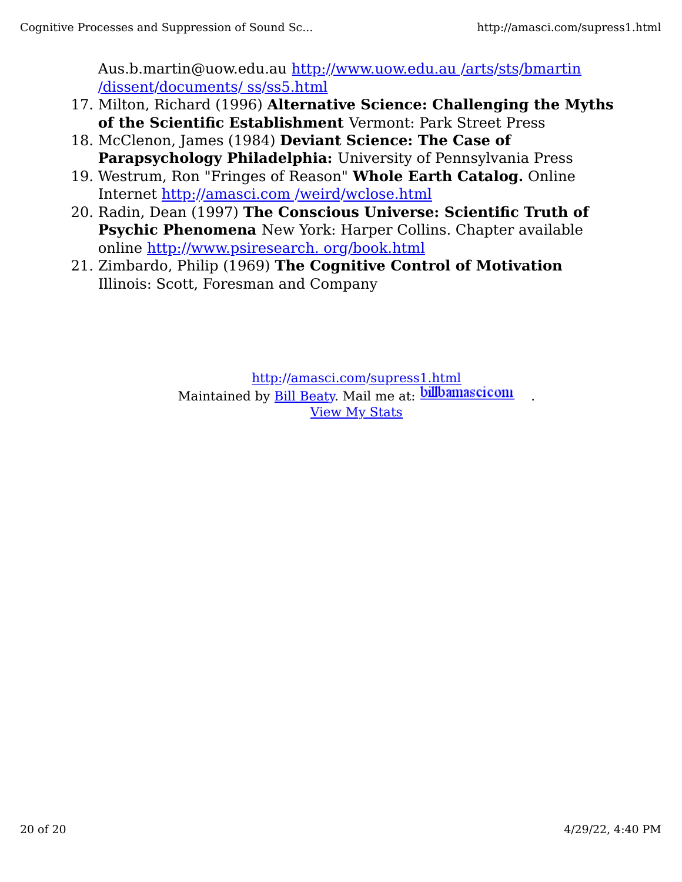Aus.b.martin@uow.edu.au http://www.uow.edu.au /arts/sts/bmartin /dissent/documents/ ss/ss5.html

17. Milton, Richard (1996) **Alternative Science: Challenging the Myths of the Scientific Establishment** Vermont: Park Street Press
18. McClenon, James (1984) **Deviant Science: The Case of Parapsychology Philadelphia:** University of Pennsylvania Press
19. Westrum, Ron "Fringes of Reason" **Whole Earth Catalog.** Online Internet http://amasci.com /weird/wclose.html
20. Radin, Dean (1997) **The Conscious Universe: Scientific Truth of Psychic Phenomena** New York: Harper Collins. Chapter available online http://www.psiresearch. org/book.html
21. Zimbardo, Philip (1969) **The Cognitive Control of Motivation** Illinois: Scott, Foresman and Company

http://amasci.com/supress1.html
Maintained by Bill Beaty. Mail me at: billbamascicom .
View My Stats